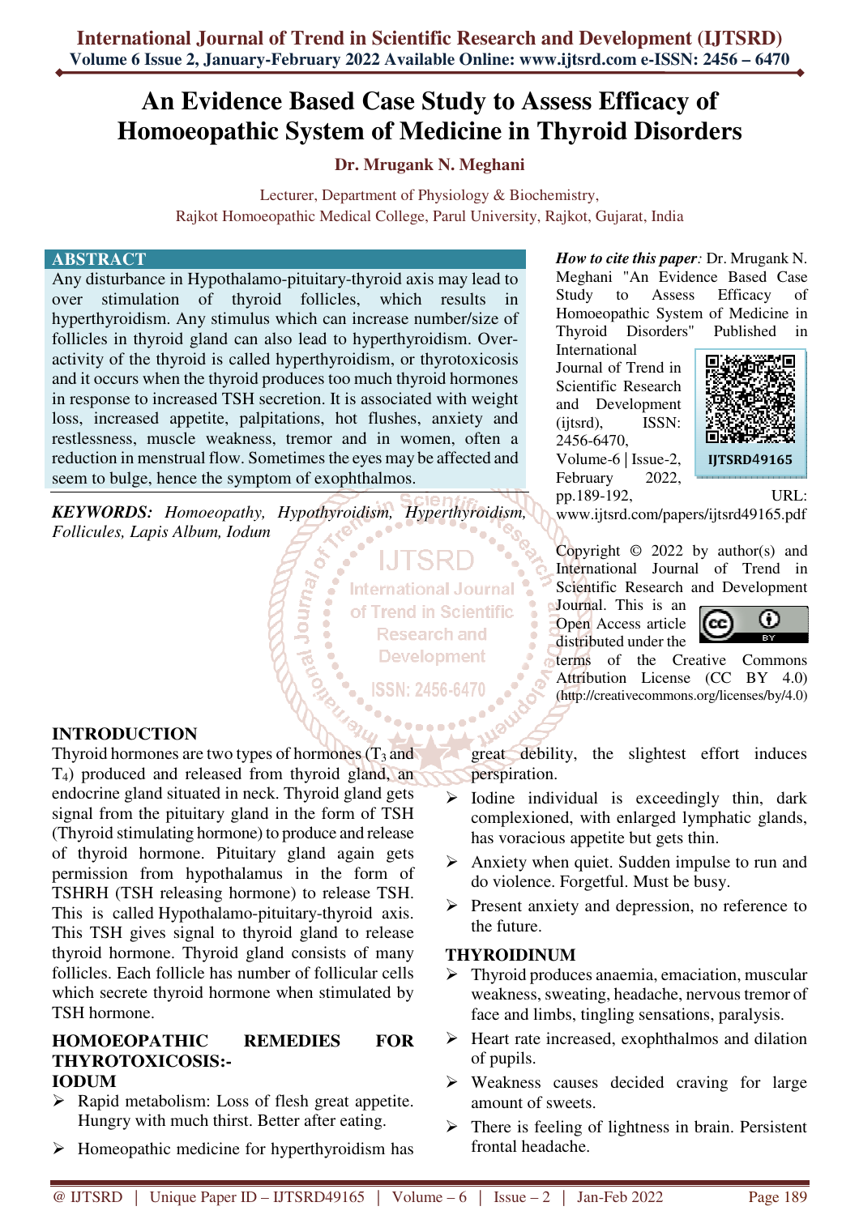# An Evidence Based Case Study to Assess Efficacy of Homoeopathic System of Medicine in Thyroid Disorders

**Dr. Mrugank N. Meghani**

Lecturer, Department of Physiology & Biochemistry,
Rajkot Homoeopathic Medical College, Parul University, Rajkot, Gujarat, India

## ABSTRACT

Any disturbance in Hypothalamo-pituitary-thyroid axis may lead to over stimulation of thyroid follicles, which results in hyperthyroidism. Any stimulus which can increase number/size of follicles in thyroid gland can also lead to hyperthyroidism. Over-activity of the thyroid is called hyperthyroidism, or thyrotoxicosis and it occurs when the thyroid produces too much thyroid hormones in response to increased TSH secretion. It is associated with weight loss, increased appetite, palpitations, hot flushes, anxiety and restlessness, muscle weakness, tremor and in women, often a reduction in menstrual flow. Sometimes the eyes may be affected and seem to bulge, hence the symptom of exophthalmos.

***KEYWORDS:*** *Homoeopathy, Hypothyroidism, Hyperthyroidism, Follicules, Lapis Album, Iodum*

***How to cite this paper:*** Dr. Mrugank N. Meghani "An Evidence Based Case Study to Assess Efficacy of Homoeopathic System of Medicine in Thyroid Disorders" Published in International Journal of Trend in Scientific Research and Development (ijtsrd), ISSN: 2456-6470, Volume-6 | Issue-2, February 2022, pp.189-192, URL: www.ijtsrd.com/papers/ijtsrd49165.pdf

IJTSRD49165

Copyright © 2022 by author(s) and International Journal of Trend in Scientific Research and Development Journal. This is an Open Access article distributed under the terms of the Creative Commons Attribution License (CC BY 4.0) (http://creativecommons.org/licenses/by/4.0)

## INTRODUCTION

Thyroid hormones are two types of hormones ($T_3$ and $T_4$) produced and released from thyroid gland, an endocrine gland situated in neck. Thyroid gland gets signal from the pituitary gland in the form of TSH (Thyroid stimulating hormone) to produce and release of thyroid hormone. Pituitary gland again gets permission from hypothalamus in the form of TSHRH (TSH releasing hormone) to release TSH. This is called Hypothalamo-pituitary-thyroid axis. This TSH gives signal to thyroid gland to release thyroid hormone. Thyroid gland consists of many follicles. Each follicle has number of follicular cells which secrete thyroid hormone when stimulated by TSH hormone.

## HOMOEOPATHIC REMEDIES FOR THYROTOXICOSIS:-

### IODUM

- Rapid metabolism: Loss of flesh great appetite. Hungry with much thirst. Better after eating.
- Homeopathic medicine for hyperthyroidism has great debility, the slightest effort induces perspiration.
- Iodine individual is exceedingly thin, dark complexioned, with enlarged lymphatic glands, has voracious appetite but gets thin.
- Anxiety when quiet. Sudden impulse to run and do violence. Forgetful. Must be busy.
- Present anxiety and depression, no reference to the future.

### THYROIDINUM

- Thyroid produces anaemia, emaciation, muscular weakness, sweating, headache, nervous tremor of face and limbs, tingling sensations, paralysis.
- Heart rate increased, exophthalmos and dilation of pupils.
- Weakness causes decided craving for large amount of sweets.
- There is feeling of lightness in brain. Persistent frontal headache.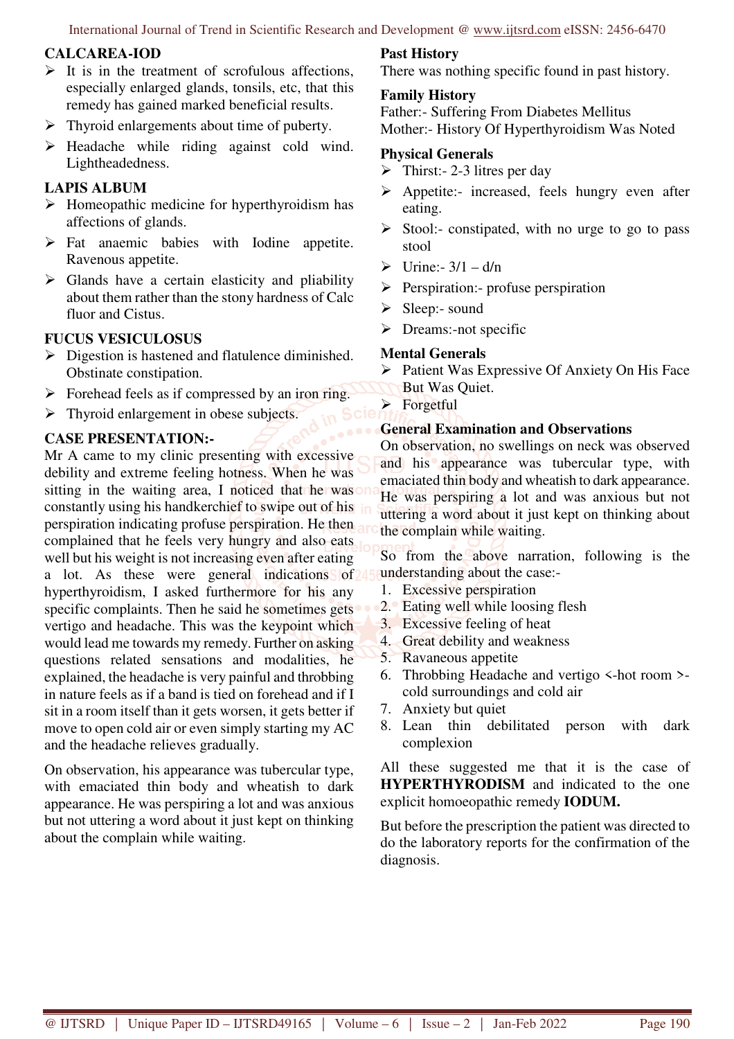### CALCAREA-IOD

- It is in the treatment of scrofulous affections, especially enlarged glands, tonsils, etc, that this remedy has gained marked beneficial results.
- Thyroid enlargements about time of puberty.
- Headache while riding against cold wind. Lightheadedness.

### LAPIS ALBUM

- Homeopathic medicine for hyperthyroidism has affections of glands.
- Fat anaemic babies with Iodine appetite. Ravenous appetite.
- Glands have a certain elasticity and pliability about them rather than the stony hardness of Calc fluor and Cistus.

### FUCUS VESICULOSUS

- Digestion is hastened and flatulence diminished. Obstinate constipation.
- Forehead feels as if compressed by an iron ring.
- Thyroid enlargement in obese subjects.

### CASE PRESENTATION:-

Mr A came to my clinic presenting with excessive debility and extreme feeling hotness. When he was sitting in the waiting area, I noticed that he was constantly using his handkerchief to swipe out of his perspiration indicating profuse perspiration. He then complained that he feels very hungry and also eats well but his weight is not increasing even after eating a lot. As these were general indications of hyperthyroidism, I asked furthermore for his any specific complaints. Then he said he sometimes gets vertigo and headache. This was the keypoint which would lead me towards my remedy. Further on asking questions related sensations and modalities, he explained, the headache is very painful and throbbing in nature feels as if a band is tied on forehead and if I sit in a room itself than it gets worsen, it gets better if move to open cold air or even simply starting my AC and the headache relieves gradually.

On observation, his appearance was tubercular type, with emaciated thin body and wheatish to dark appearance. He was perspiring a lot and was anxious but not uttering a word about it just kept on thinking about the complain while waiting.

### Past History

There was nothing specific found in past history.

### Family History

Father:- Suffering From Diabetes Mellitus
Mother:- History Of Hyperthyroidism Was Noted

### Physical Generals

- Thirst:- 2-3 litres per day
- Appetite:- increased, feels hungry even after eating.
- Stool:- constipated, with no urge to go to pass stool
- Urine:- 3/1 – d/n
- Perspiration:- profuse perspiration
- Sleep:- sound
- Dreams:-not specific

### Mental Generals

- Patient Was Expressive Of Anxiety On His Face But Was Quiet.
- Forgetful

### General Examination and Observations

On observation, no swellings on neck was observed and his appearance was tubercular type, with emaciated thin body and wheatish to dark appearance. He was perspiring a lot and was anxious but not uttering a word about it just kept on thinking about the complain while waiting.

So from the above narration, following is the understanding about the case:-

1. Excessive perspiration
2. Eating well while loosing flesh
3. Excessive feeling of heat
4. Great debility and weakness
5. Ravaneous appetite
6. Throbbing Headache and vertigo <-hot room >-cold surroundings and cold air
7. Anxiety but quiet
8. Lean thin debilitated person with dark complexion

All these suggested me that it is the case of **HYPERTHYRODISM** and indicated to the one explicit homoeopathic remedy **IODUM.**

But before the prescription the patient was directed to do the laboratory reports for the confirmation of the diagnosis.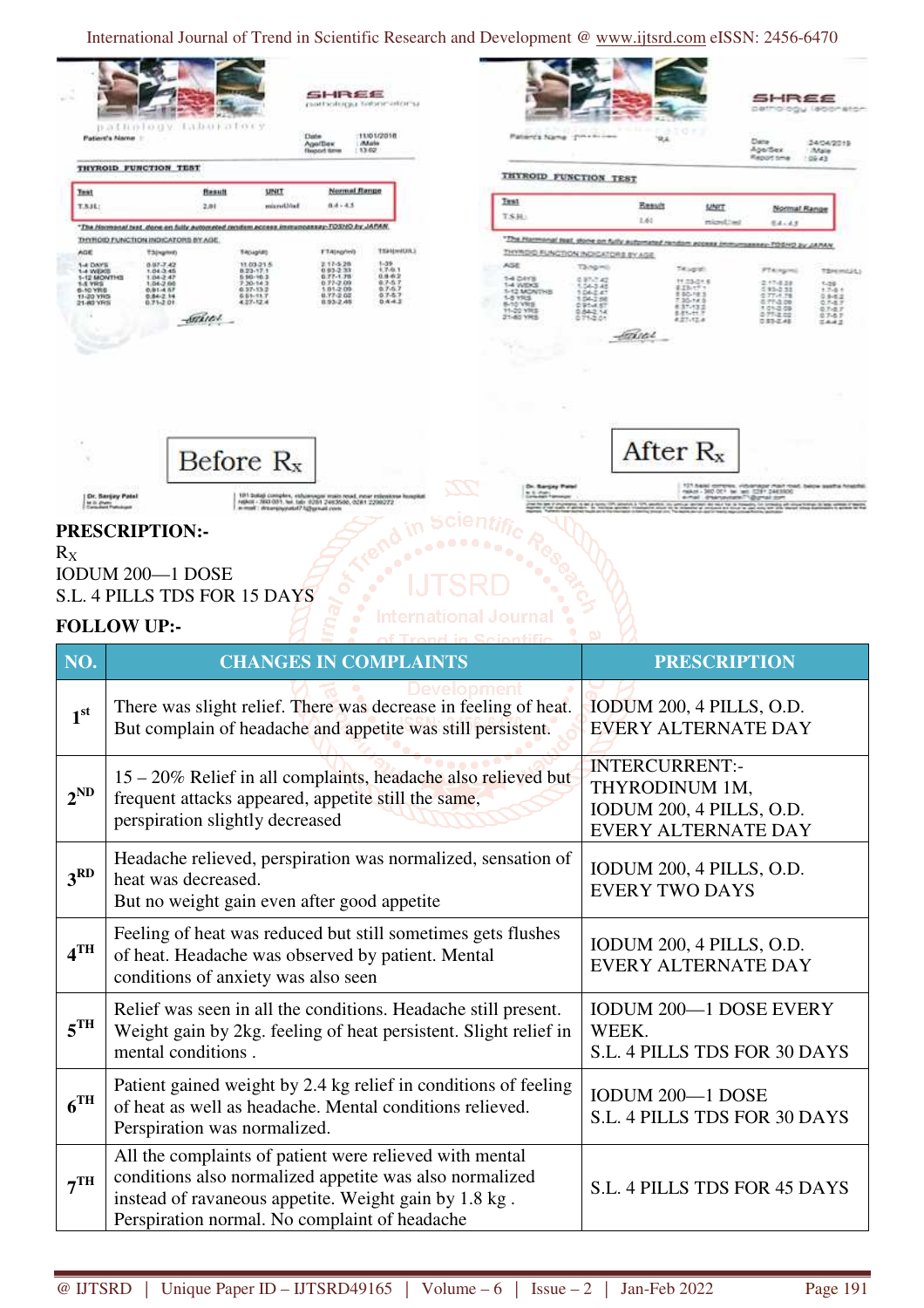Before Rx

After Rx

**PRESCRIPTION:-**

$R_X$

IODUM 200—1 DOSE

S.L. 4 PILLS TDS FOR 15 DAYS

**FOLLOW UP:-**

| NO. | CHANGES IN COMPLAINTS | PRESCRIPTION |
|---|---|---|
| 1st | There was slight relief. There was decrease in feeling of heat. But complain of headache and appetite was still persistent. | IODUM 200, 4 PILLS, O.D. EVERY ALTERNATE DAY |
| 2ND | 15 – 20% Relief in all complaints, headache also relieved but frequent attacks appeared, appetite still the same, perspiration slightly decreased | INTERCURRENT:- THYRODINUM 1M, IODUM 200, 4 PILLS, O.D. EVERY ALTERNATE DAY |
| 3RD | Headache relieved, perspiration was normalized, sensation of heat was decreased. But no weight gain even after good appetite | IODUM 200, 4 PILLS, O.D. EVERY TWO DAYS |
| 4TH | Feeling of heat was reduced but still sometimes gets flushes of heat. Headache was observed by patient. Mental conditions of anxiety was also seen | IODUM 200, 4 PILLS, O.D. EVERY ALTERNATE DAY |
| 5TH | Relief was seen in all the conditions. Headache still present. Weight gain by 2kg. feeling of heat persistent. Slight relief in mental conditions . | IODUM 200—1 DOSE EVERY WEEK. S.L. 4 PILLS TDS FOR 30 DAYS |
| 6TH | Patient gained weight by 2.4 kg relief in conditions of feeling of heat as well as headache. Mental conditions relieved. Perspiration was normalized. | IODUM 200—1 DOSE S.L. 4 PILLS TDS FOR 30 DAYS |
| 7TH | All the complaints of patient were relieved with mental conditions also normalized appetite was also normalized instead of ravaneous appetite. Weight gain by 1.8 kg . Perspiration normal. No complaint of headache | S.L. 4 PILLS TDS FOR 45 DAYS |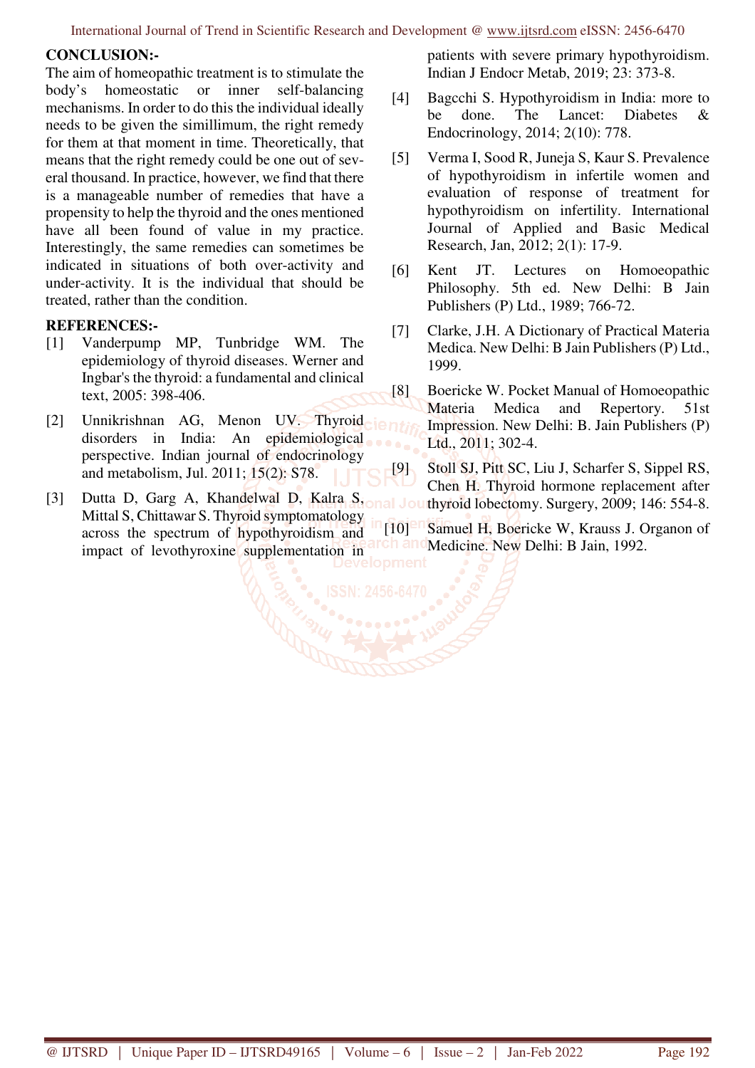## CONCLUSION:-

The aim of homeopathic treatment is to stimulate the body's homeostatic or inner self-balancing mechanisms. In order to do this the individual ideally needs to be given the simillimum, the right remedy for them at that moment in time. Theoretically, that means that the right remedy could be one out of several thousand. In practice, however, we find that there is a manageable number of remedies that have a propensity to help the thyroid and the ones mentioned have all been found of value in my practice. Interestingly, the same remedies can sometimes be indicated in situations of both over-activity and under-activity. It is the individual that should be treated, rather than the condition.

## REFERENCES:-

[1] Vanderpump MP, Tunbridge WM. The epidemiology of thyroid diseases. Werner and Ingbar's the thyroid: a fundamental and clinical text, 2005: 398-406.

[2] Unnikrishnan AG, Menon UV. Thyroid disorders in India: An epidemiological perspective. Indian journal of endocrinology and metabolism, Jul. 2011; 15(2): S78.

[3] Dutta D, Garg A, Khandelwal D, Kalra S, Mittal S, Chittawar S. Thyroid symptomatology across the spectrum of hypothyroidism and impact of levothyroxine supplementation in patients with severe primary hypothyroidism. Indian J Endocr Metab, 2019; 23: 373-8.

[4] Bagcchi S. Hypothyroidism in India: more to be done. The Lancet: Diabetes & Endocrinology, 2014; 2(10): 778.

[5] Verma I, Sood R, Juneja S, Kaur S. Prevalence of hypothyroidism in infertile women and evaluation of response of treatment for hypothyroidism on infertility. International Journal of Applied and Basic Medical Research, Jan, 2012; 2(1): 17-9.

[6] Kent JT. Lectures on Homoeopathic Philosophy. 5th ed. New Delhi: B Jain Publishers (P) Ltd., 1989; 766-72.

[7] Clarke, J.H. A Dictionary of Practical Materia Medica. New Delhi: B Jain Publishers (P) Ltd., 1999.

[8] Boericke W. Pocket Manual of Homoeopathic Materia Medica and Repertory. 51st Impression. New Delhi: B. Jain Publishers (P) Ltd., 2011; 302-4.

[9] Stoll SJ, Pitt SC, Liu J, Scharfer S, Sippel RS, Chen H. Thyroid hormone replacement after thyroid lobectomy. Surgery, 2009; 146: 554-8.

[10] Samuel H, Boericke W, Krauss J. Organon of Medicine. New Delhi: B Jain, 1992.